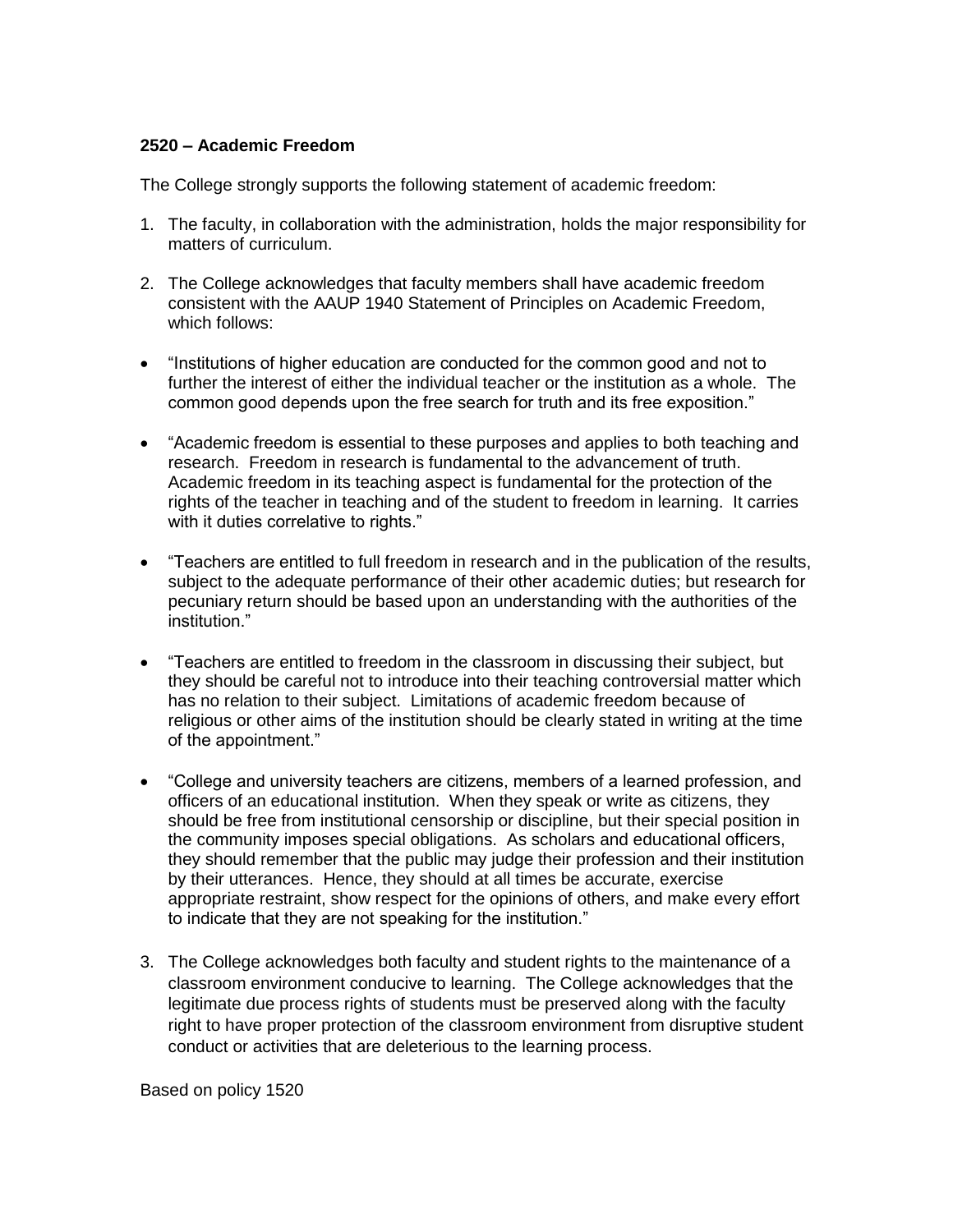**2520 – Academic Freedom**

The College strongly supports the following statement of academic freedom:

1. The faculty, in collaboration with the administration, holds the major responsibility for matters of curriculum.

2. The College acknowledges that faculty members shall have academic freedom consistent with the AAUP 1940 Statement of Principles on Academic Freedom, which follows:

- "Institutions of higher education are conducted for the common good and not to further the interest of either the individual teacher or the institution as a whole. The common good depends upon the free search for truth and its free exposition."

- "Academic freedom is essential to these purposes and applies to both teaching and research. Freedom in research is fundamental to the advancement of truth. Academic freedom in its teaching aspect is fundamental for the protection of the rights of the teacher in teaching and of the student to freedom in learning. It carries with it duties correlative to rights."

- "Teachers are entitled to full freedom in research and in the publication of the results, subject to the adequate performance of their other academic duties; but research for pecuniary return should be based upon an understanding with the authorities of the institution."

- "Teachers are entitled to freedom in the classroom in discussing their subject, but they should be careful not to introduce into their teaching controversial matter which has no relation to their subject. Limitations of academic freedom because of religious or other aims of the institution should be clearly stated in writing at the time of the appointment."

- "College and university teachers are citizens, members of a learned profession, and officers of an educational institution. When they speak or write as citizens, they should be free from institutional censorship or discipline, but their special position in the community imposes special obligations. As scholars and educational officers, they should remember that the public may judge their profession and their institution by their utterances. Hence, they should at all times be accurate, exercise appropriate restraint, show respect for the opinions of others, and make every effort to indicate that they are not speaking for the institution."

3. The College acknowledges both faculty and student rights to the maintenance of a classroom environment conducive to learning. The College acknowledges that the legitimate due process rights of students must be preserved along with the faculty right to have proper protection of the classroom environment from disruptive student conduct or activities that are deleterious to the learning process.

Based on policy 1520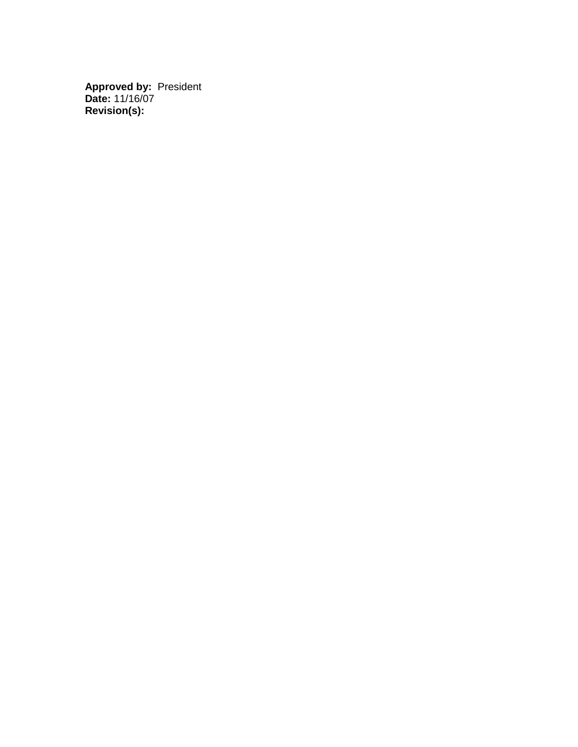**Approved by:** President
**Date:** 11/16/07
**Revision(s):**